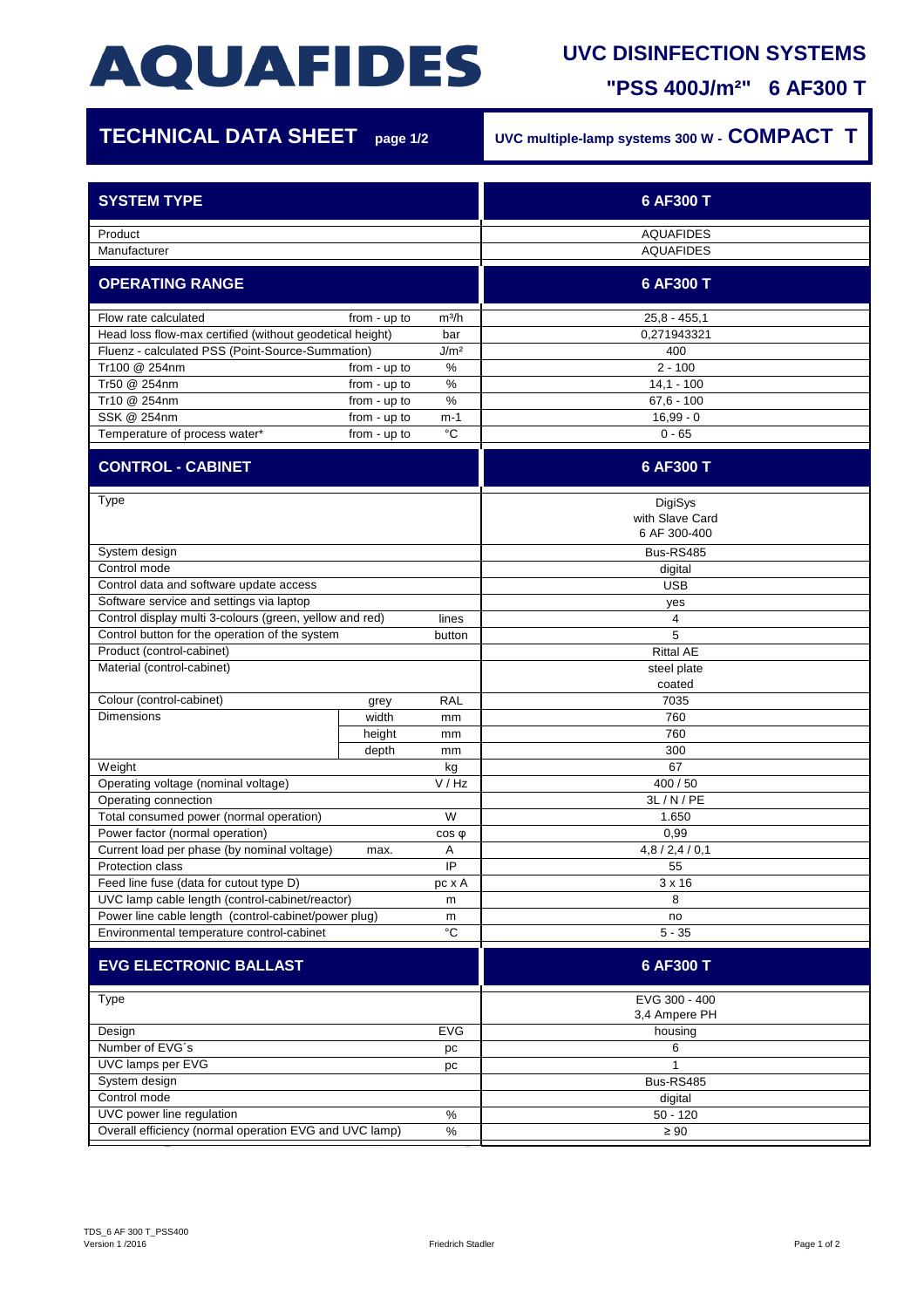# AQUAFIDES

## UVC DISINFECTION SYSTEMS

**"PSS 400J/m²" 6 AF300 T**

## TECHNICAL DATA SHEET page 1/2

**UVC multiple-lamp systems 300 W - COMPACT T**

| SYSTEM TYPE | | | 6 AF300 T |
|---|---|---|---|
| Product | | | AQUAFIDES |
| Manufacturer | | | AQUAFIDES |
| **OPERATING RANGE** | | | **6 AF300 T** |
| Flow rate calculated | from - up to | m³/h | 25,8 - 455,1 |
| Head loss flow-max certified (without geodetical height) | | bar | 0,271943321 |
| Fluenz - calculated PSS (Point-Source-Summation) | | J/m² | 400 |
| Tr100 @ 254nm | from - up to | % | 2 - 100 |
| Tr50 @ 254nm | from - up to | % | 14,1 - 100 |
| Tr10 @ 254nm | from - up to | % | 67,6 - 100 |
| SSK @ 254nm | from - up to | m-1 | 16,99 - 0 |
| Temperature of process water* | from - up to | °C | 0 - 65 |
| **CONTROL - CABINET** | | | **6 AF300 T** |
| Type | | | DigiSys with Slave Card 6 AF 300-400 |
| System design | | | Bus-RS485 |
| Control mode | | | digital |
| Control data and software update access | | | USB |
| Software service and settings via laptop | | | yes |
| Control display multi 3-colours (green, yellow and red) | | lines | 4 |
| Control button for the operation of the system | | button | 5 |
| Product (control-cabinet) | | | Rittal AE |
| Material (control-cabinet) | | | steel plate coated |
| Colour (control-cabinet) | grey | RAL | 7035 |
| Dimensions | width | mm | 760 |
| | height | mm | 760 |
| | depth | mm | 300 |
| Weight | | kg | 67 |
| Operating voltage (nominal voltage) | | V / Hz | 400 / 50 |
| Operating connection | | | 3L / N / PE |
| Total consumed power (normal operation) | | W | 1.650 |
| Power factor (normal operation) | | cos φ | 0,99 |
| Current load per phase (by nominal voltage) | max. | A | 4,8 / 2,4 / 0,1 |
| Protection class | | IP | 55 |
| Feed line fuse (data for cutout type D) | | pc x A | 3 x 16 |
| UVC lamp cable length (control-cabinet/reactor) | | m | 8 |
| Power line cable length (control-cabinet/power plug) | | m | no |
| Environmental temperature control-cabinet | | °C | 5 - 35 |
| **EVG ELECTRONIC BALLAST** | | | **6 AF300 T** |
| Type | | | EVG 300 - 400 3,4 Ampere PH |
| Design | | EVG | housing |
| Number of EVG´s | | pc | 6 |
| UVC lamps per EVG | | pc | 1 |
| System design | | | Bus-RS485 |
| Control mode | | | digital |
| UVC power line regulation | | % | 50 - 120 |
| Overall efficiency (normal operation EVG and UVC lamp) | | % | ≥ 90 |

TDS_6 AF 300 T_PSS400
Version 1 /2016

Friedrich Stadler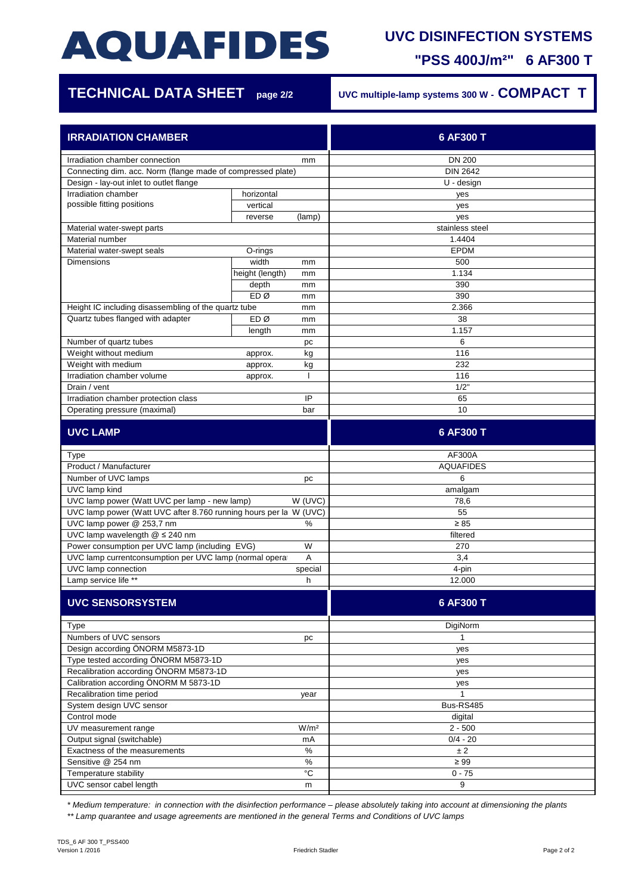# AQUAFIDES

## UVC DISINFECTION SYSTEMS

## "PSS 400J/m²" 6 AF300 T

## TECHNICAL DATA SHEET page 2/2

UVC multiple-lamp systems 300 W - **COMPACT T**

| IRRADIATION CHAMBER | | | 6 AF300 T |
|---|---|---|---|
| Irradiation chamber connection | | mm | DN 200 |
| Connecting dim. acc. Norm (flange made of compressed plate) | | | DIN 2642 |
| Design - lay-out inlet to outlet flange | | | U - design |
| Irradiation chamber possible fitting positions | horizontal | | yes |
| | vertical | | yes |
| | reverse | (lamp) | yes |
| Material water-swept parts | | | stainless steel |
| Material number | | | 1.4404 |
| Material water-swept seals | O-rings | | EPDM |
| Dimensions | width | mm | 500 |
| | height (length) | mm | 1.134 |
| | depth | mm | 390 |
| | ED Ø | mm | 390 |
| Height IC including disassembling of the quartz tube | | mm | 2.366 |
| Quartz tubes flanged with adapter | ED Ø | mm | 38 |
| | length | mm | 1.157 |
| Number of quartz tubes | | pc | 6 |
| Weight without medium | approx. | kg | 116 |
| Weight with medium | approx. | kg | 232 |
| Irradiation chamber volume | approx. | l | 116 |
| Drain / vent | | | 1/2" |
| Irradiation chamber protection class | | IP | 65 |
| Operating pressure (maximal) | | bar | 10 |

| UVC LAMP | | 6 AF300 T |
|---|---|---|
| Type | | AF300A |
| Product / Manufacturer | | AQUAFIDES |
| Number of UVC lamps | pc | 6 |
| UVC lamp kind | | amalgam |
| UVC lamp power (Watt UVC per lamp - new lamp) | W (UVC) | 78,6 |
| UVC lamp power (Watt UVC after 8.760 running hours per la | W (UVC) | 55 |
| UVC lamp power @ 253,7 nm | % | ≥ 85 |
| UVC lamp wavelength @ ≤ 240 nm | | filtered |
| Power consumption per UVC lamp (including EVG) | W | 270 |
| UVC lamp currentconsumption per UVC lamp (normal opera | A | 3,4 |
| UVC lamp connection | special | 4-pin |
| Lamp service life ** | h | 12.000 |

| UVC SENSORSYSTEM | | 6 AF300 T |
|---|---|---|
| Type | | DigiNorm |
| Numbers of UVC sensors | pc | 1 |
| Design according ÖNORM M5873-1D | | yes |
| Type tested according ÖNORM M5873-1D | | yes |
| Recalibration according ÖNORM M5873-1D | | yes |
| Calibration according ÖNORM M 5873-1D | | yes |
| Recalibration time period | year | 1 |
| System design UVC sensor | | Bus-RS485 |
| Control mode | | digital |
| UV measurement range | W/m² | 2 - 500 |
| Output signal (switchable) | mA | 0/4 - 20 |
| Exactness of the measurements | % | ± 2 |
| Sensitive @ 254 nm | % | ≥ 99 |
| Temperature stability | °C | 0 - 75 |
| UVC sensor cabel length | m | 9 |

*\* Medium temperature: in connection with the disinfection performance – please absolutely taking into account at dimensioning the plants*

*\*\* Lamp quarantee and usage agreements are mentioned in the general Terms and Conditions of UVC lamps*

TDS_6 AF 300 T_PSS400
Version 1 /2016

Friedrich Stadler